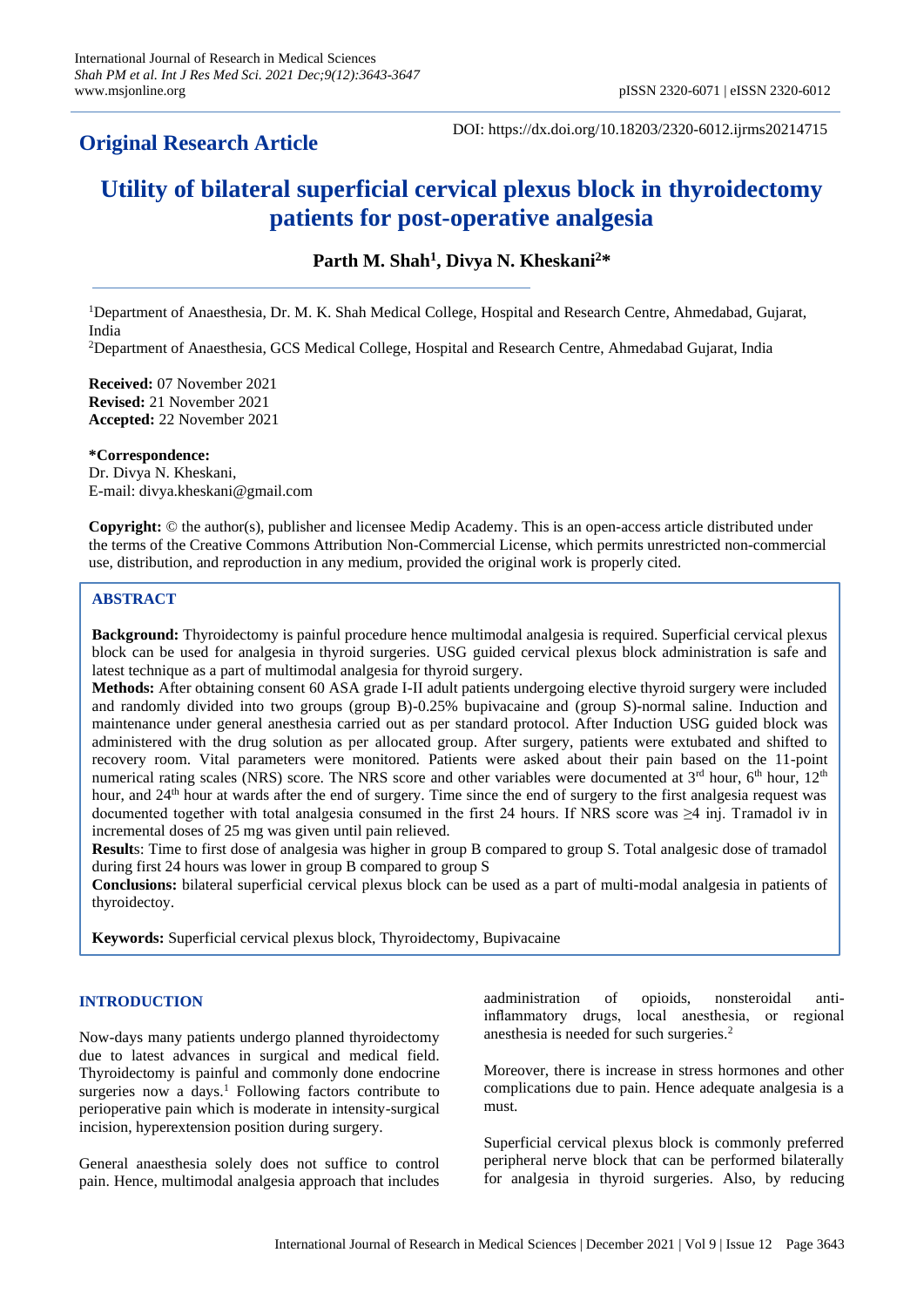**Original Research Article**

DOI: https://dx.doi.org/10.18203/2320-6012.ijrms20214715

# Utility of bilateral superficial cervical plexus block in thyroidectomy patients for post-operative analgesia

**Parth M. Shah[1], Divya N. Kheskani[2]***

[1]Department of Anaesthesia, Dr. M. K. Shah Medical College, Hospital and Research Centre, Ahmedabad, Gujarat, India

[2]Department of Anaesthesia, GCS Medical College, Hospital and Research Centre, Ahmedabad Gujarat, India

**Received:** 07 November 2021
**Revised:** 21 November 2021
**Accepted:** 22 November 2021

**\*Correspondence:**
Dr. Divya N. Kheskani,
E-mail: divya.kheskani@gmail.com

**Copyright:** © the author(s), publisher and licensee Medip Academy. This is an open-access article distributed under the terms of the Creative Commons Attribution Non-Commercial License, which permits unrestricted non-commercial use, distribution, and reproduction in any medium, provided the original work is properly cited.

## ABSTRACT

**Background:** Thyroidectomy is painful procedure hence multimodal analgesia is required. Superficial cervical plexus block can be used for analgesia in thyroid surgeries. USG guided cervical plexus block administration is safe and latest technique as a part of multimodal analgesia for thyroid surgery.

**Methods:** After obtaining consent 60 ASA grade I-II adult patients undergoing elective thyroid surgery were included and randomly divided into two groups (group B)-0.25% bupivacaine and (group S)-normal saline. Induction and maintenance under general anesthesia carried out as per standard protocol. After Induction USG guided block was administered with the drug solution as per allocated group. After surgery, patients were extubated and shifted to recovery room. Vital parameters were monitored. Patients were asked about their pain based on the 11-point numerical rating scales (NRS) score. The NRS score and other variables were documented at 3rd hour, 6th hour, 12th hour, and 24th hour at wards after the end of surgery. Time since the end of surgery to the first analgesia request was documented together with total analgesia consumed in the first 24 hours. If NRS score was ≥4 inj. Tramadol iv in incremental doses of 25 mg was given until pain relieved.

**Results**: Time to first dose of analgesia was higher in group B compared to group S. Total analgesic dose of tramadol during first 24 hours was lower in group B compared to group S

**Conclusions:** bilateral superficial cervical plexus block can be used as a part of multi-modal analgesia in patients of thyroidectoy.

**Keywords:** Superficial cervical plexus block, Thyroidectomy, Bupivacaine

## INTRODUCTION

Now-days many patients undergo planned thyroidectomy due to latest advances in surgical and medical field. Thyroidectomy is painful and commonly done endocrine surgeries now a days.[1] Following factors contribute to perioperative pain which is moderate in intensity-surgical incision, hyperextension position during surgery.

General anaesthesia solely does not suffice to control pain. Hence, multimodal analgesia approach that includes aadministration of opioids, nonsteroidal anti-inflammatory drugs, local anesthesia, or regional anesthesia is needed for such surgeries.[2]

Moreover, there is increase in stress hormones and other complications due to pain. Hence adequate analgesia is a must.

Superficial cervical plexus block is commonly preferred peripheral nerve block that can be performed bilaterally for analgesia in thyroid surgeries. Also, by reducing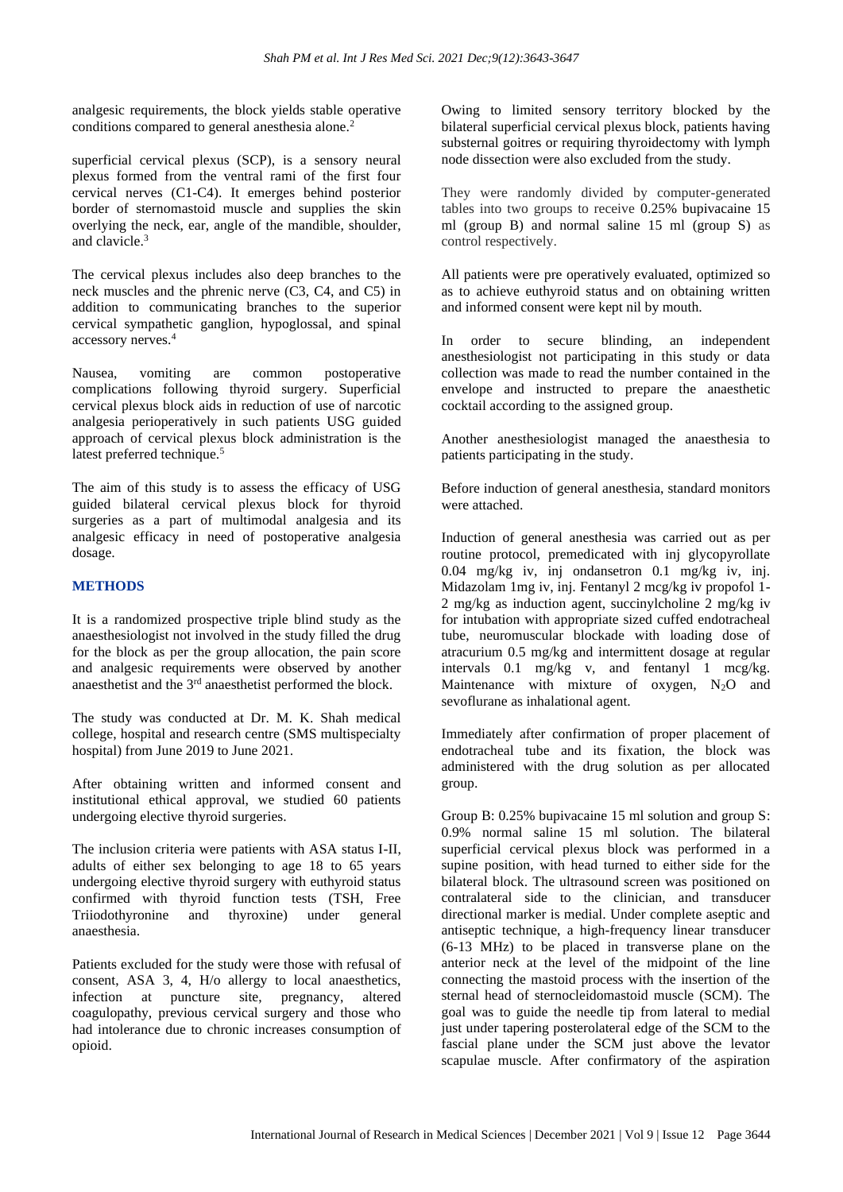analgesic requirements, the block yields stable operative conditions compared to general anesthesia alone.[2]

superficial cervical plexus (SCP), is a sensory neural plexus formed from the ventral rami of the first four cervical nerves (C1-C4). It emerges behind posterior border of sternomastoid muscle and supplies the skin overlying the neck, ear, angle of the mandible, shoulder, and clavicle.[3]

The cervical plexus includes also deep branches to the neck muscles and the phrenic nerve (C3, C4, and C5) in addition to communicating branches to the superior cervical sympathetic ganglion, hypoglossal, and spinal accessory nerves.[4]

Nausea, vomiting are common postoperative complications following thyroid surgery. Superficial cervical plexus block aids in reduction of use of narcotic analgesia perioperatively in such patients USG guided approach of cervical plexus block administration is the latest preferred technique.[5]

The aim of this study is to assess the efficacy of USG guided bilateral cervical plexus block for thyroid surgeries as a part of multimodal analgesia and its analgesic efficacy in need of postoperative analgesia dosage.

## METHODS

It is a randomized prospective triple blind study as the anaesthesiologist not involved in the study filled the drug for the block as per the group allocation, the pain score and analgesic requirements were observed by another anaesthetist and the 3rd anaesthetist performed the block.

The study was conducted at Dr. M. K. Shah medical college, hospital and research centre (SMS multispecialty hospital) from June 2019 to June 2021.

After obtaining written and informed consent and institutional ethical approval, we studied 60 patients undergoing elective thyroid surgeries.

The inclusion criteria were patients with ASA status I-II, adults of either sex belonging to age 18 to 65 years undergoing elective thyroid surgery with euthyroid status confirmed with thyroid function tests (TSH, Free Triiodothyronine and thyroxine) under general anaesthesia.

Patients excluded for the study were those with refusal of consent, ASA 3, 4, H/o allergy to local anaesthetics, infection at puncture site, pregnancy, altered coagulopathy, previous cervical surgery and those who had intolerance due to chronic increases consumption of opioid.

Owing to limited sensory territory blocked by the bilateral superficial cervical plexus block, patients having substernal goitres or requiring thyroidectomy with lymph node dissection were also excluded from the study.

They were randomly divided by computer-generated tables into two groups to receive 0.25% bupivacaine 15 ml (group B) and normal saline 15 ml (group S) as control respectively.

All patients were pre operatively evaluated, optimized so as to achieve euthyroid status and on obtaining written and informed consent were kept nil by mouth.

In order to secure blinding, an independent anesthesiologist not participating in this study or data collection was made to read the number contained in the envelope and instructed to prepare the anaesthetic cocktail according to the assigned group.

Another anesthesiologist managed the anaesthesia to patients participating in the study.

Before induction of general anesthesia, standard monitors were attached.

Induction of general anesthesia was carried out as per routine protocol, premedicated with inj glycopyrrollate 0.04 mg/kg iv, inj ondansetron 0.1 mg/kg iv, inj. Midazolam 1mg iv, inj. Fentanyl 2 mcg/kg iv propofol 1-2 mg/kg as induction agent, succinylcholine 2 mg/kg iv for intubation with appropriate sized cuffed endotracheal tube, neuromuscular blockade with loading dose of atracurium 0.5 mg/kg and intermittent dosage at regular intervals 0.1 mg/kg v, and fentanyl 1 mcg/kg. Maintenance with mixture of oxygen, $N_2O$ and sevoflurane as inhalational agent.

Immediately after confirmation of proper placement of endotracheal tube and its fixation, the block was administered with the drug solution as per allocated group.

Group B: 0.25% bupivacaine 15 ml solution and group S: 0.9% normal saline 15 ml solution. The bilateral superficial cervical plexus block was performed in a supine position, with head turned to either side for the bilateral block. The ultrasound screen was positioned on contralateral side to the clinician, and transducer directional marker is medial. Under complete aseptic and antiseptic technique, a high-frequency linear transducer (6-13 MHz) to be placed in transverse plane on the anterior neck at the level of the midpoint of the line connecting the mastoid process with the insertion of the sternal head of sternocleidomastoid muscle (SCM). The goal was to guide the needle tip from lateral to medial just under tapering posterolateral edge of the SCM to the fascial plane under the SCM just above the levator scapulae muscle. After confirmatory of the aspiration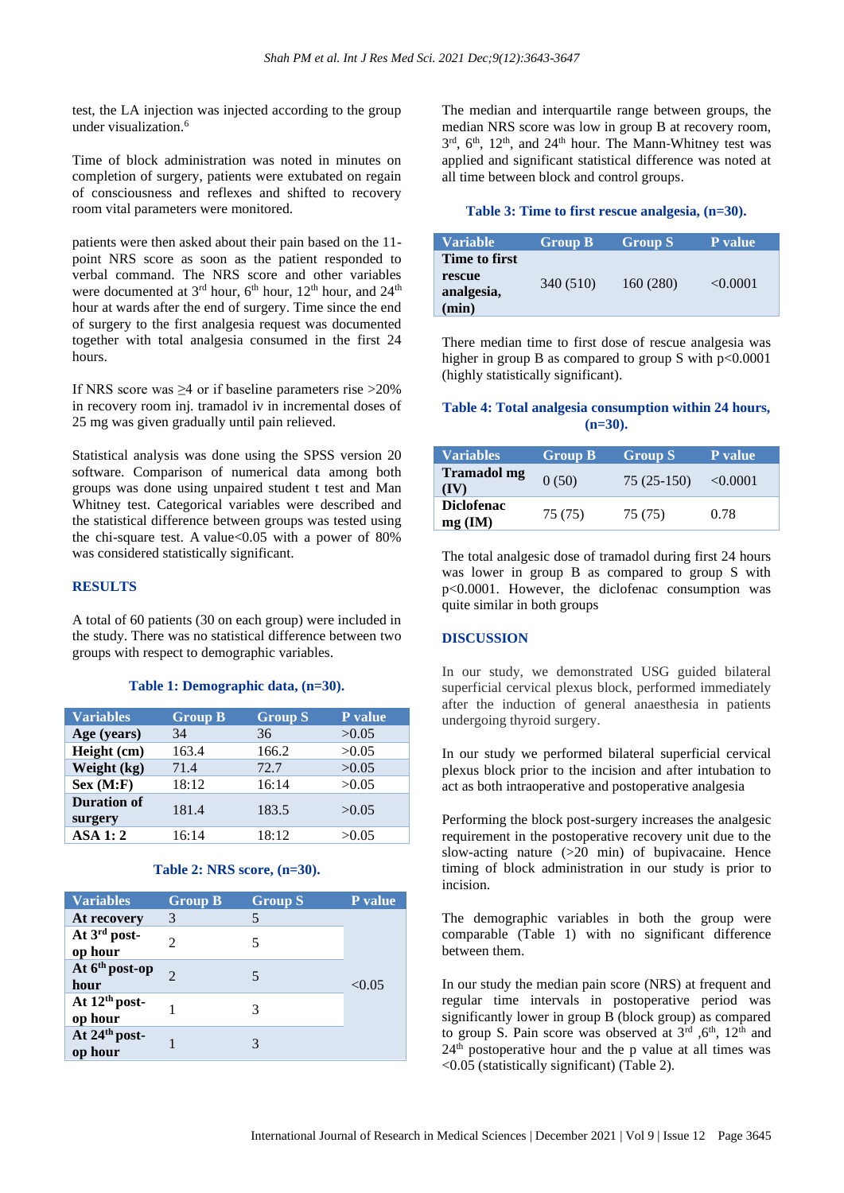test, the LA injection was injected according to the group under visualization.[6]

Time of block administration was noted in minutes on completion of surgery, patients were extubated on regain of consciousness and reflexes and shifted to recovery room vital parameters were monitored.

patients were then asked about their pain based on the 11-point NRS score as soon as the patient responded to verbal command. The NRS score and other variables were documented at 3rd hour, 6th hour, 12th hour, and 24th hour at wards after the end of surgery. Time since the end of surgery to the first analgesia request was documented together with total analgesia consumed in the first 24 hours.

If NRS score was ≥4 or if baseline parameters rise >20% in recovery room inj. tramadol iv in incremental doses of 25 mg was given gradually until pain relieved.

Statistical analysis was done using the SPSS version 20 software. Comparison of numerical data among both groups was done using unpaired student t test and Man Whitney test. Categorical variables were described and the statistical difference between groups was tested using the chi-square test. A value<0.05 with a power of 80% was considered statistically significant.

## RESULTS

A total of 60 patients (30 on each group) were included in the study. There was no statistical difference between two groups with respect to demographic variables.

**Table 1: Demographic data, (n=30).**

| Variables | Group B | Group S | P value |
|---|---|---|---|
| Age (years) | 34 | 36 | >0.05 |
| Height (cm) | 163.4 | 166.2 | >0.05 |
| Weight (kg) | 71.4 | 72.7 | >0.05 |
| Sex (M:F) | 18:12 | 16:14 | >0.05 |
| Duration of surgery | 181.4 | 183.5 | >0.05 |
| ASA 1: 2 | 16:14 | 18:12 | >0.05 |

**Table 2: NRS score, (n=30).**

| Variables | Group B | Group S | P value |
|---|---|---|---|
| At recovery | 3 | 5 | <0.05 |
| At 3rd post-op hour | 2 | 5 | |
| At 6th post-op hour | 2 | 5 | |
| At 12th post-op hour | 1 | 3 | |
| At 24th post-op hour | 1 | 3 | |

The median and interquartile range between groups, the median NRS score was low in group B at recovery room, 3rd, 6th, 12th, and 24th hour. The Mann-Whitney test was applied and significant statistical difference was noted at all time between block and control groups.

**Table 3: Time to first rescue analgesia, (n=30).**

| Variable | Group B | Group S | P value |
|---|---|---|---|
| Time to first rescue analgesia, (min) | 340 (510) | 160 (280) | <0.0001 |

There median time to first dose of rescue analgesia was higher in group B as compared to group S with p<0.0001 (highly statistically significant).

**Table 4: Total analgesia consumption within 24 hours, (n=30).**

| Variables | Group B | Group S | P value |
|---|---|---|---|
| Tramadol mg (IV) | 0 (50) | 75 (25-150) | <0.0001 |
| Diclofenac mg (IM) | 75 (75) | 75 (75) | 0.78 |

The total analgesic dose of tramadol during first 24 hours was lower in group B as compared to group S with p<0.0001. However, the diclofenac consumption was quite similar in both groups

## DISCUSSION

In our study, we demonstrated USG guided bilateral superficial cervical plexus block, performed immediately after the induction of general anaesthesia in patients undergoing thyroid surgery.

In our study we performed bilateral superficial cervical plexus block prior to the incision and after intubation to act as both intraoperative and postoperative analgesia

Performing the block post-surgery increases the analgesic requirement in the postoperative recovery unit due to the slow-acting nature (>20 min) of bupivacaine. Hence timing of block administration in our study is prior to incision.

The demographic variables in both the group were comparable (Table 1) with no significant difference between them.

In our study the median pain score (NRS) at frequent and regular time intervals in postoperative period was significantly lower in group B (block group) as compared to group S. Pain score was observed at 3rd ,6th, 12th and 24th postoperative hour and the p value at all times was <0.05 (statistically significant) (Table 2).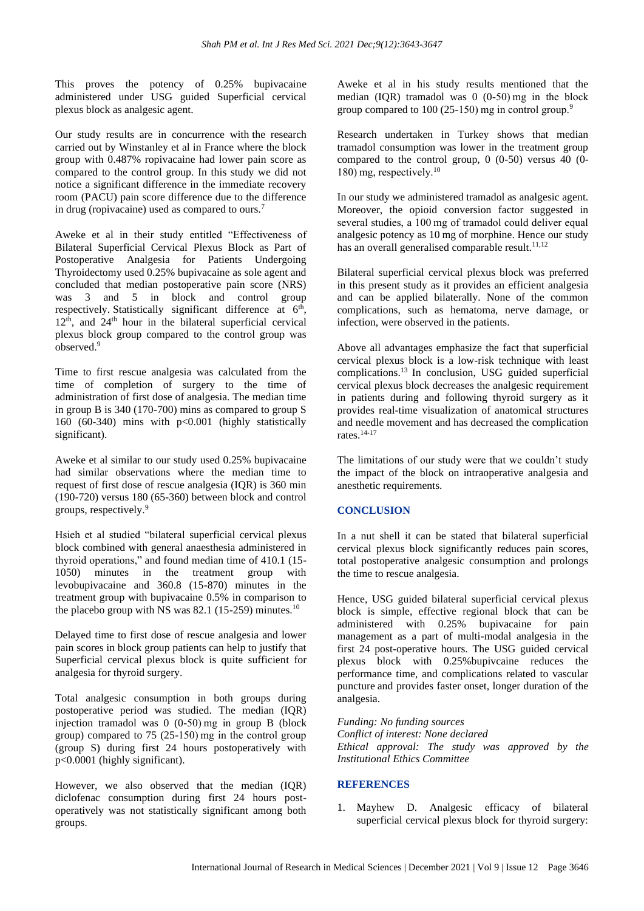This proves the potency of 0.25% bupivacaine administered under USG guided Superficial cervical plexus block as analgesic agent.

Our study results are in concurrence with the research carried out by Winstanley et al in France where the block group with 0.487% ropivacaine had lower pain score as compared to the control group. In this study we did not notice a significant difference in the immediate recovery room (PACU) pain score difference due to the difference in drug (ropivacaine) used as compared to ours.[7]

Aweke et al in their study entitled "Effectiveness of Bilateral Superficial Cervical Plexus Block as Part of Postoperative Analgesia for Patients Undergoing Thyroidectomy used 0.25% bupivacaine as sole agent and concluded that median postoperative pain score (NRS) was 3 and 5 in block and control group respectively. Statistically significant difference at 6th, 12th, and 24th hour in the bilateral superficial cervical plexus block group compared to the control group was observed.[9]

Time to first rescue analgesia was calculated from the time of completion of surgery to the time of administration of first dose of analgesia. The median time in group B is 340 (170-700) mins as compared to group S 160 (60-340) mins with $p<0.001$ (highly statistically significant).

Aweke et al similar to our study used 0.25% bupivacaine had similar observations where the median time to request of first dose of rescue analgesia (IQR) is 360 min (190-720) versus 180 (65-360) between block and control groups, respectively.[9]

Hsieh et al studied "bilateral superficial cervical plexus block combined with general anaesthesia administered in thyroid operations," and found median time of 410.1 (15-1050) minutes in the treatment group with levobupivacaine and 360.8 (15-870) minutes in the treatment group with bupivacaine 0.5% in comparison to the placebo group with NS was 82.1 (15-259) minutes.[10]

Delayed time to first dose of rescue analgesia and lower pain scores in block group patients can help to justify that Superficial cervical plexus block is quite sufficient for analgesia for thyroid surgery.

Total analgesic consumption in both groups during postoperative period was studied. The median (IQR) injection tramadol was 0 (0-50) mg in group B (block group) compared to 75 (25-150) mg in the control group (group S) during first 24 hours postoperatively with $p<0.0001$ (highly significant).

However, we also observed that the median (IQR) diclofenac consumption during first 24 hours post-operatively was not statistically significant among both groups.

Aweke et al in his study results mentioned that the median (IQR) tramadol was 0 (0-50) mg in the block group compared to 100 (25-150) mg in control group.[9]

Research undertaken in Turkey shows that median tramadol consumption was lower in the treatment group compared to the control group, 0 (0-50) versus 40 (0-180) mg, respectively.[10]

In our study we administered tramadol as analgesic agent. Moreover, the opioid conversion factor suggested in several studies, a 100 mg of tramadol could deliver equal analgesic potency as 10 mg of morphine. Hence our study has an overall generalised comparable result.[11,12]

Bilateral superficial cervical plexus block was preferred in this present study as it provides an efficient analgesia and can be applied bilaterally. None of the common complications, such as hematoma, nerve damage, or infection, were observed in the patients.

Above all advantages emphasize the fact that superficial cervical plexus block is a low-risk technique with least complications.[13] In conclusion, USG guided superficial cervical plexus block decreases the analgesic requirement in patients during and following thyroid surgery as it provides real-time visualization of anatomical structures and needle movement and has decreased the complication rates.[14-17]

The limitations of our study were that we couldn't study the impact of the block on intraoperative analgesia and anesthetic requirements.

## CONCLUSION

In a nut shell it can be stated that bilateral superficial cervical plexus block significantly reduces pain scores, total postoperative analgesic consumption and prolongs the time to rescue analgesia.

Hence, USG guided bilateral superficial cervical plexus block is simple, effective regional block that can be administered with 0.25% bupivacaine for pain management as a part of multi-modal analgesia in the first 24 post-operative hours. The USG guided cervical plexus block with 0.25%bupivcaine reduces the performance time, and complications related to vascular puncture and provides faster onset, longer duration of the analgesia.

*Funding: No funding sources*
*Conflict of interest: None declared*
*Ethical approval: The study was approved by the Institutional Ethics Committee*

## REFERENCES

1. Mayhew D. Analgesic efficacy of bilateral superficial cervical plexus block for thyroid surgery: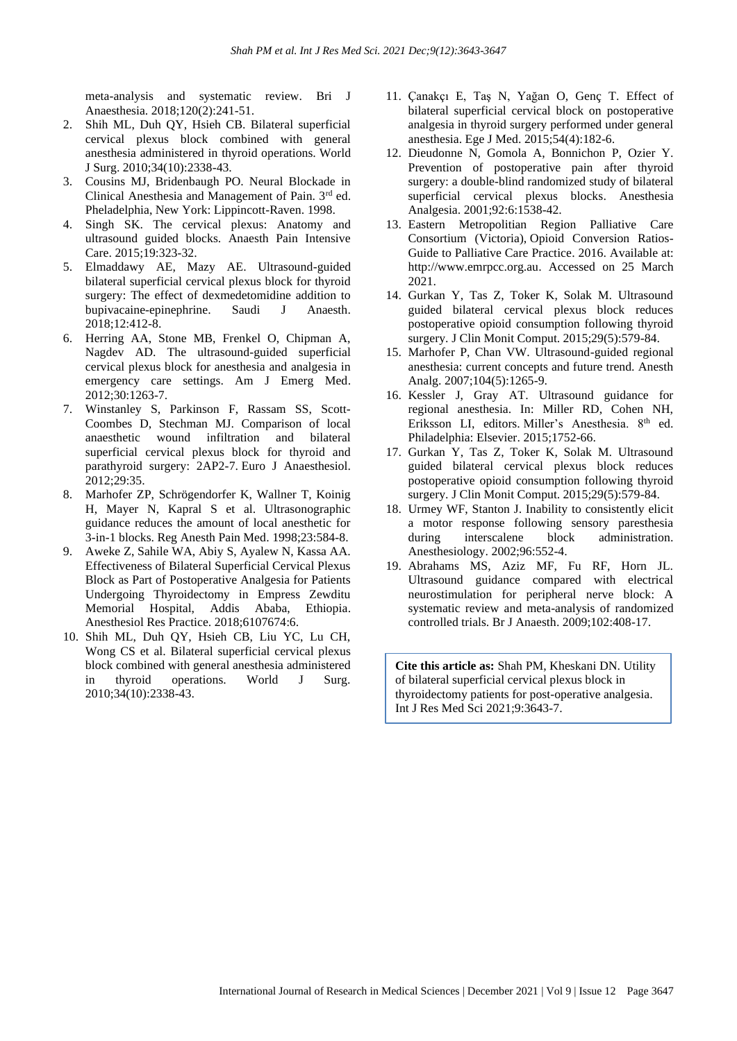meta-analysis and systematic review. Bri J Anaesthesia. 2018;120(2):241-51.

2. Shih ML, Duh QY, Hsieh CB. Bilateral superficial cervical plexus block combined with general anesthesia administered in thyroid operations. World J Surg. 2010;34(10):2338-43.
3. Cousins MJ, Bridenbaugh PO. Neural Blockade in Clinical Anesthesia and Management of Pain. 3rd ed. Pheladelphia, New York: Lippincott-Raven. 1998.
4. Singh SK. The cervical plexus: Anatomy and ultrasound guided blocks. Anaesth Pain Intensive Care. 2015;19:323-32.
5. Elmaddawy AE, Mazy AE. Ultrasound-guided bilateral superficial cervical plexus block for thyroid surgery: The effect of dexmedetomidine addition to bupivacaine-epinephrine. Saudi J Anaesth. 2018;12:412-8.
6. Herring AA, Stone MB, Frenkel O, Chipman A, Nagdev AD. The ultrasound-guided superficial cervical plexus block for anesthesia and analgesia in emergency care settings. Am J Emerg Med. 2012;30:1263-7.
7. Winstanley S, Parkinson F, Rassam SS, Scott-Coombes D, Stechman MJ. Comparison of local anaesthetic wound infiltration and bilateral superficial cervical plexus block for thyroid and parathyroid surgery: 2AP2-7. Euro J Anaesthesiol. 2012;29:35.
8. Marhofer ZP, Schrögendorfer K, Wallner T, Koinig H, Mayer N, Kapral S et al. Ultrasonographic guidance reduces the amount of local anesthetic for 3-in-1 blocks. Reg Anesth Pain Med. 1998;23:584-8.
9. Aweke Z, Sahile WA, Abiy S, Ayalew N, Kassa AA. Effectiveness of Bilateral Superficial Cervical Plexus Block as Part of Postoperative Analgesia for Patients Undergoing Thyroidectomy in Empress Zewditu Memorial Hospital, Addis Ababa, Ethiopia. Anesthesiol Res Practice. 2018;6107674:6.
10. Shih ML, Duh QY, Hsieh CB, Liu YC, Lu CH, Wong CS et al. Bilateral superficial cervical plexus block combined with general anesthesia administered in thyroid operations. World J Surg. 2010;34(10):2338-43.
11. Çanakçı E, Taş N, Yağan O, Genç T. Effect of bilateral superficial cervical block on postoperative analgesia in thyroid surgery performed under general anesthesia. Ege J Med. 2015;54(4):182-6.
12. Dieudonne N, Gomola A, Bonnichon P, Ozier Y. Prevention of postoperative pain after thyroid surgery: a double-blind randomized study of bilateral superficial cervical plexus blocks. Anesthesia Analgesia. 2001;92:6:1538-42.
13. Eastern Metropolitian Region Palliative Care Consortium (Victoria), Opioid Conversion Ratios-Guide to Palliative Care Practice. 2016. Available at: http://www.emrpcc.org.au. Accessed on 25 March 2021.
14. Gurkan Y, Tas Z, Toker K, Solak M. Ultrasound guided bilateral cervical plexus block reduces postoperative opioid consumption following thyroid surgery. J Clin Monit Comput. 2015;29(5):579-84.
15. Marhofer P, Chan VW. Ultrasound-guided regional anesthesia: current concepts and future trend. Anesth Analg. 2007;104(5):1265-9.
16. Kessler J, Gray AT. Ultrasound guidance for regional anesthesia. In: Miller RD, Cohen NH, Eriksson LI, editors. Miller's Anesthesia. 8th ed. Philadelphia: Elsevier. 2015;1752-66.
17. Gurkan Y, Tas Z, Toker K, Solak M. Ultrasound guided bilateral cervical plexus block reduces postoperative opioid consumption following thyroid surgery. J Clin Monit Comput. 2015;29(5):579-84.
18. Urmey WF, Stanton J. Inability to consistently elicit a motor response following sensory paresthesia during interscalene block administration. Anesthesiology. 2002;96:552-4.
19. Abrahams MS, Aziz MF, Fu RF, Horn JL. Ultrasound guidance compared with electrical neurostimulation for peripheral nerve block: A systematic review and meta-analysis of randomized controlled trials. Br J Anaesth. 2009;102:408-17.

**Cite this article as:** Shah PM, Kheskani DN. Utility of bilateral superficial cervical plexus block in thyroidectomy patients for post-operative analgesia. Int J Res Med Sci 2021;9:3643-7.